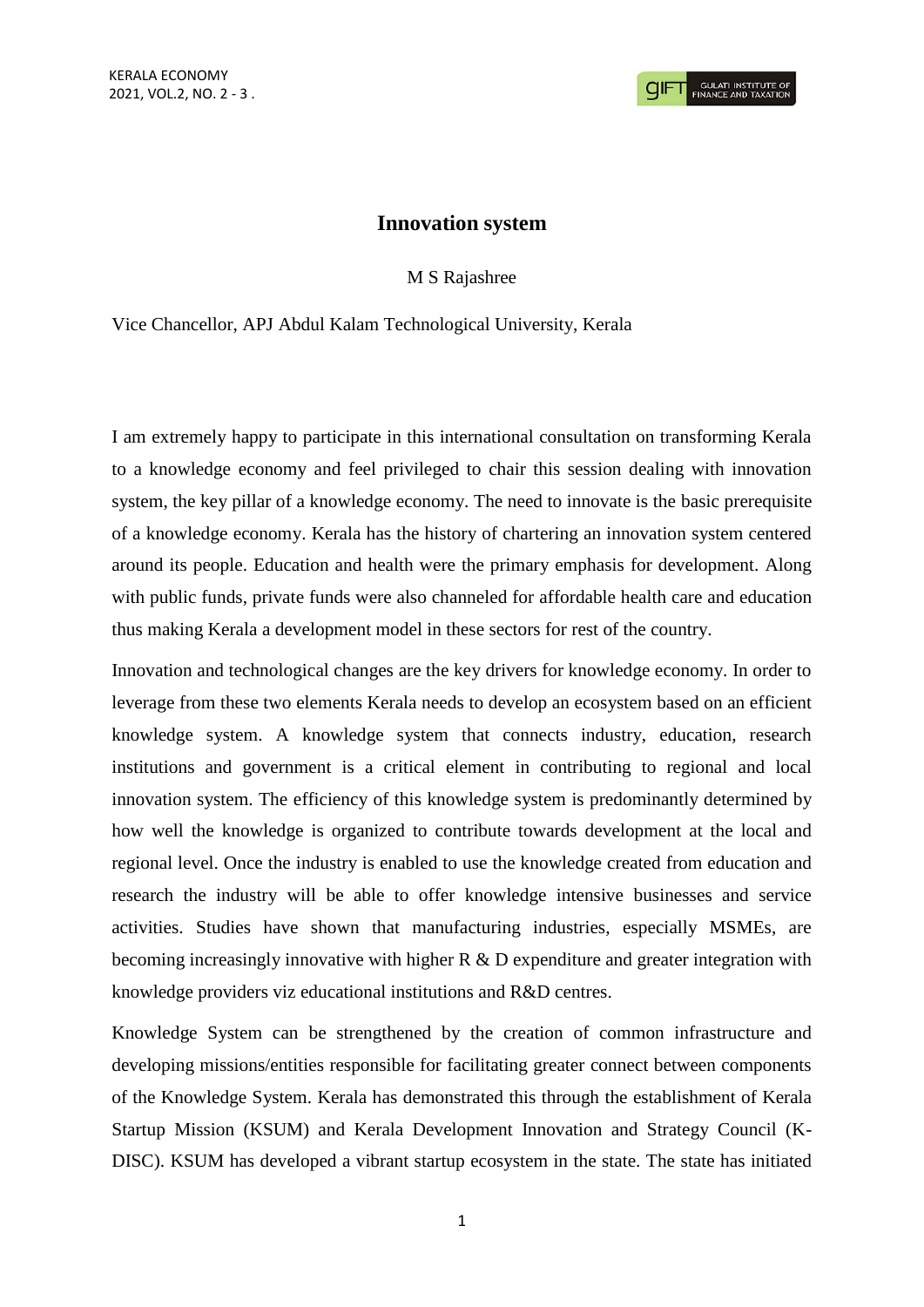# Innovation system

M S Rajashree

Vice Chancellor, APJ Abdul Kalam Technological University, Kerala

I am extremely happy to participate in this international consultation on transforming Kerala to a knowledge economy and feel privileged to chair this session dealing with innovation system, the key pillar of a knowledge economy. The need to innovate is the basic prerequisite of a knowledge economy. Kerala has the history of chartering an innovation system centered around its people. Education and health were the primary emphasis for development. Along with public funds, private funds were also channeled for affordable health care and education thus making Kerala a development model in these sectors for rest of the country.

Innovation and technological changes are the key drivers for knowledge economy. In order to leverage from these two elements Kerala needs to develop an ecosystem based on an efficient knowledge system. A knowledge system that connects industry, education, research institutions and government is a critical element in contributing to regional and local innovation system. The efficiency of this knowledge system is predominantly determined by how well the knowledge is organized to contribute towards development at the local and regional level. Once the industry is enabled to use the knowledge created from education and research the industry will be able to offer knowledge intensive businesses and service activities. Studies have shown that manufacturing industries, especially MSMEs, are becoming increasingly innovative with higher R & D expenditure and greater integration with knowledge providers viz educational institutions and R&D centres.

Knowledge System can be strengthened by the creation of common infrastructure and developing missions/entities responsible for facilitating greater connect between components of the Knowledge System. Kerala has demonstrated this through the establishment of Kerala Startup Mission (KSUM) and Kerala Development Innovation and Strategy Council (K-DISC). KSUM has developed a vibrant startup ecosystem in the state. The state has initiated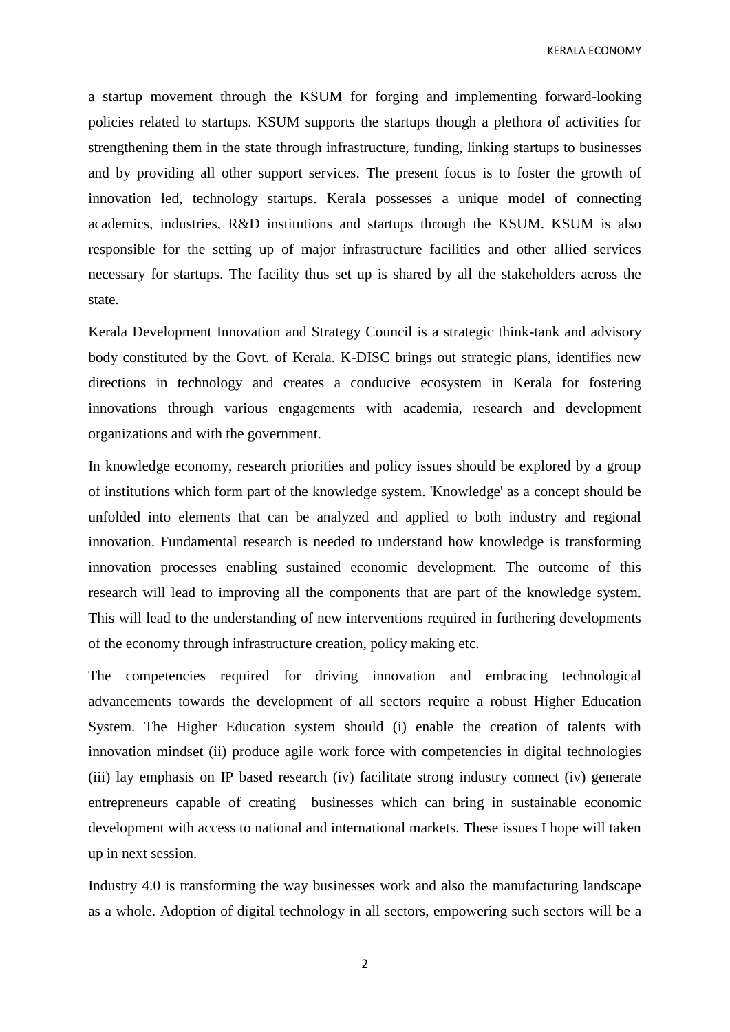a startup movement through the KSUM for forging and implementing forward-looking policies related to startups. KSUM supports the startups though a plethora of activities for strengthening them in the state through infrastructure, funding, linking startups to businesses and by providing all other support services. The present focus is to foster the growth of innovation led, technology startups. Kerala possesses a unique model of connecting academics, industries, R&D institutions and startups through the KSUM. KSUM is also responsible for the setting up of major infrastructure facilities and other allied services necessary for startups. The facility thus set up is shared by all the stakeholders across the state.

Kerala Development Innovation and Strategy Council is a strategic think-tank and advisory body constituted by the Govt. of Kerala. K-DISC brings out strategic plans, identifies new directions in technology and creates a conducive ecosystem in Kerala for fostering innovations through various engagements with academia, research and development organizations and with the government.

In knowledge economy, research priorities and policy issues should be explored by a group of institutions which form part of the knowledge system. 'Knowledge' as a concept should be unfolded into elements that can be analyzed and applied to both industry and regional innovation. Fundamental research is needed to understand how knowledge is transforming innovation processes enabling sustained economic development. The outcome of this research will lead to improving all the components that are part of the knowledge system. This will lead to the understanding of new interventions required in furthering developments of the economy through infrastructure creation, policy making etc.

The competencies required for driving innovation and embracing technological advancements towards the development of all sectors require a robust Higher Education System. The Higher Education system should (i) enable the creation of talents with innovation mindset (ii) produce agile work force with competencies in digital technologies (iii) lay emphasis on IP based research (iv) facilitate strong industry connect (iv) generate entrepreneurs capable of creating businesses which can bring in sustainable economic development with access to national and international markets. These issues I hope will taken up in next session.

Industry 4.0 is transforming the way businesses work and also the manufacturing landscape as a whole. Adoption of digital technology in all sectors, empowering such sectors will be a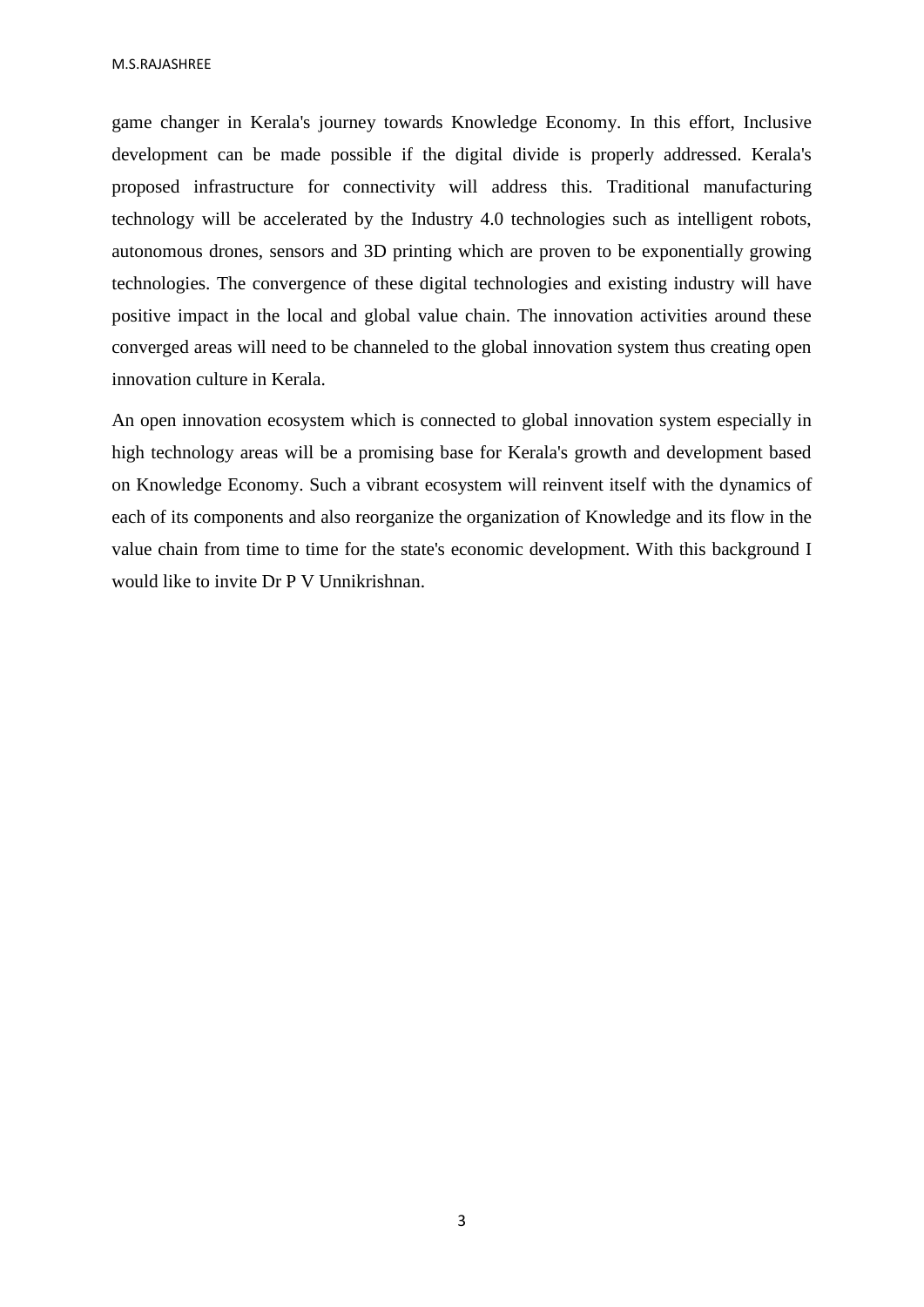game changer in Kerala's journey towards Knowledge Economy. In this effort, Inclusive development can be made possible if the digital divide is properly addressed. Kerala's proposed infrastructure for connectivity will address this. Traditional manufacturing technology will be accelerated by the Industry 4.0 technologies such as intelligent robots, autonomous drones, sensors and 3D printing which are proven to be exponentially growing technologies. The convergence of these digital technologies and existing industry will have positive impact in the local and global value chain. The innovation activities around these converged areas will need to be channeled to the global innovation system thus creating open innovation culture in Kerala.

An open innovation ecosystem which is connected to global innovation system especially in high technology areas will be a promising base for Kerala's growth and development based on Knowledge Economy. Such a vibrant ecosystem will reinvent itself with the dynamics of each of its components and also reorganize the organization of Knowledge and its flow in the value chain from time to time for the state's economic development. With this background I would like to invite Dr P V Unnikrishnan.